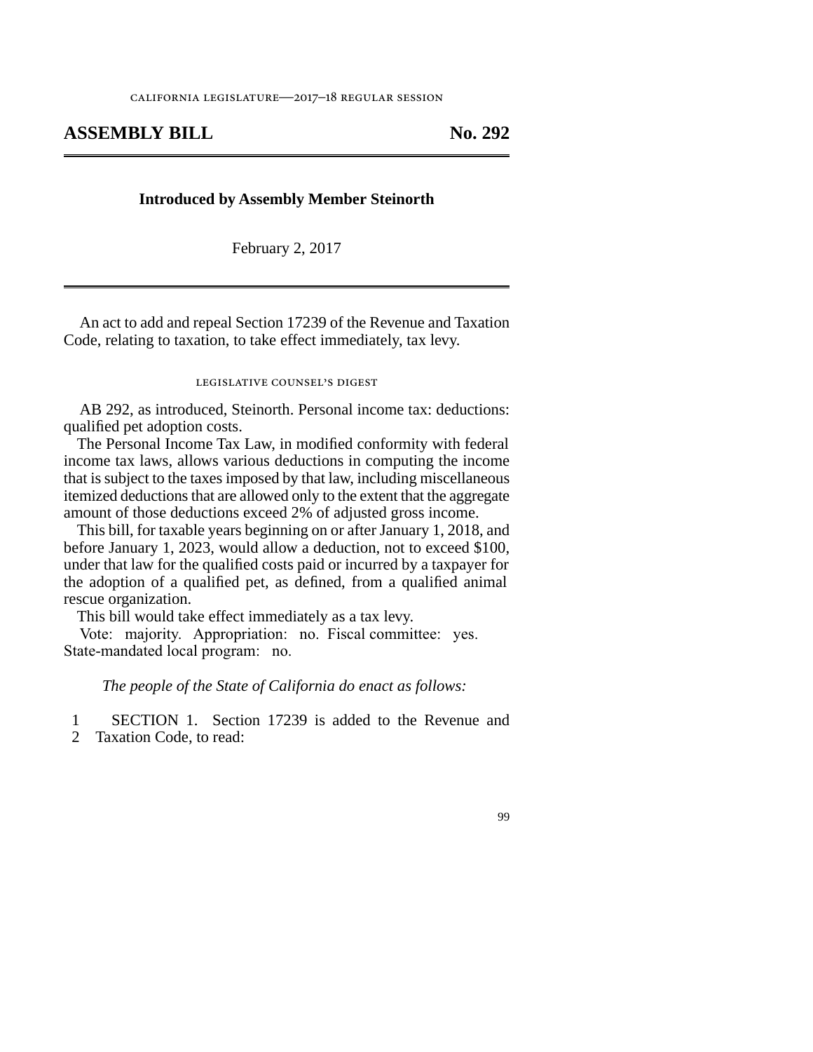CALIFORNIA LEGISLATURE—2017–18 REGULAR SESSION

# ASSEMBLY BILL No. 292

**Introduced by Assembly Member Steinorth**

February 2, 2017

An act to add and repeal Section 17239 of the Revenue and Taxation Code, relating to taxation, to take effect immediately, tax levy.

## LEGISLATIVE COUNSEL'S DIGEST

AB 292, as introduced, Steinorth. Personal income tax: deductions: qualified pet adoption costs.

The Personal Income Tax Law, in modified conformity with federal income tax laws, allows various deductions in computing the income that is subject to the taxes imposed by that law, including miscellaneous itemized deductions that are allowed only to the extent that the aggregate amount of those deductions exceed 2% of adjusted gross income.

This bill, for taxable years beginning on or after January 1, 2018, and before January 1, 2023, would allow a deduction, not to exceed $100, under that law for the qualified costs paid or incurred by a taxpayer for the adoption of a qualified pet, as defined, from a qualified animal rescue organization.

This bill would take effect immediately as a tax levy.

Vote: majority. Appropriation: no. Fiscal committee: yes. State-mandated local program: no.

*The people of the State of California do enact as follows:*

1 SECTION 1. Section 17239 is added to the Revenue and
2 Taxation Code, to read: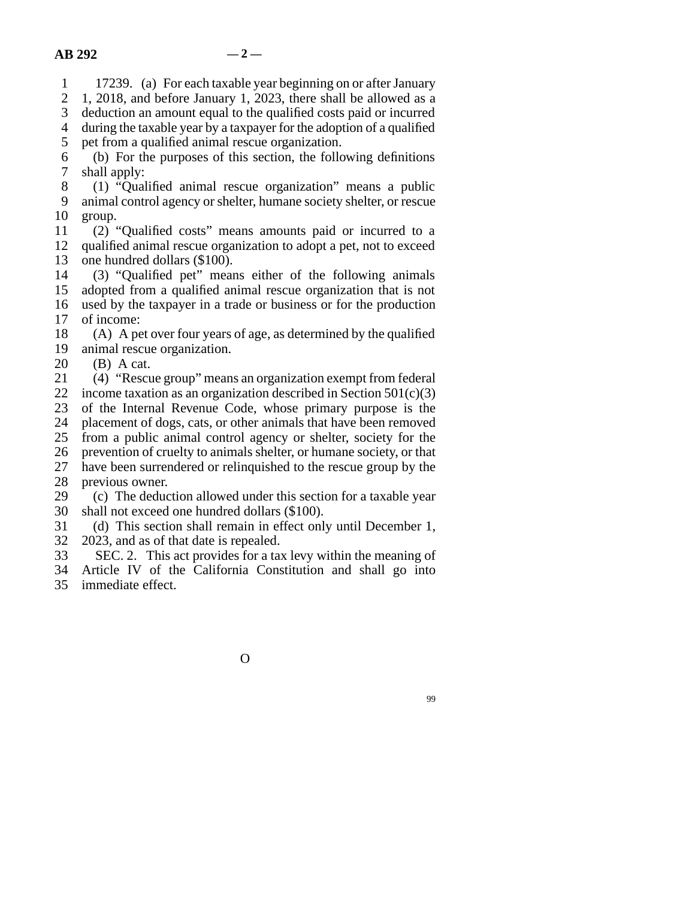17239. (a) For each taxable year beginning on or after January 1, 2018, and before January 1, 2023, there shall be allowed as a deduction an amount equal to the qualified costs paid or incurred during the taxable year by a taxpayer for the adoption of a qualified pet from a qualified animal rescue organization.

(b) For the purposes of this section, the following definitions shall apply:

(1) "Qualified animal rescue organization" means a public animal control agency or shelter, humane society shelter, or rescue group.

(2) "Qualified costs" means amounts paid or incurred to a qualified animal rescue organization to adopt a pet, not to exceed one hundred dollars ($100).

(3) "Qualified pet" means either of the following animals adopted from a qualified animal rescue organization that is not used by the taxpayer in a trade or business or for the production of income:

(A) A pet over four years of age, as determined by the qualified animal rescue organization.

(B) A cat.

(4) "Rescue group" means an organization exempt from federal income taxation as an organization described in Section 501(c)(3) of the Internal Revenue Code, whose primary purpose is the placement of dogs, cats, or other animals that have been removed from a public animal control agency or shelter, society for the prevention of cruelty to animals shelter, or humane society, or that have been surrendered or relinquished to the rescue group by the previous owner.

(c) The deduction allowed under this section for a taxable year shall not exceed one hundred dollars ($100).

(d) This section shall remain in effect only until December 1, 2023, and as of that date is repealed.

SEC. 2. This act provides for a tax levy within the meaning of Article IV of the California Constitution and shall go into immediate effect.

O